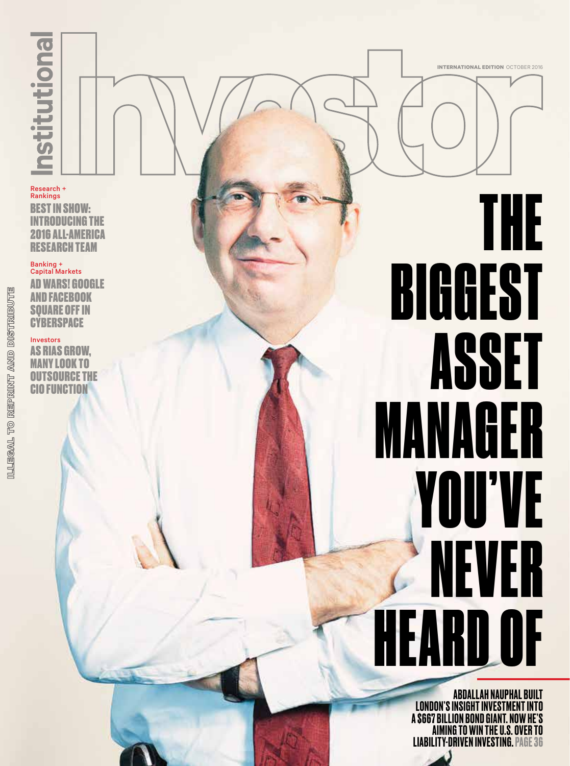# Institutional Investor

INTERNATIONAL EDITION OCTOBER 2016

Research + Rankings

**BEST IN SHOW: INTRODUCING THE 2016 ALL-AMERICA RESEARCH TEAM**

Banking + Capital Markets

**AD WARS! GOOGLE AND FACEBOOK SQUARE OFF IN CYBERSPACE**

Investors

**AS RIAS GROW, MANY LOOK TO OUTSOURCE THE CIO FUNCTION**

ILLEGAL TO REPRINT AND DISTRIBUTE

# THE BIGGEST ASSET MANAGER YOU'VE NEVER HEARD OF

**ABDALLAH NAUPHAL BUILT LONDON'S INSIGHT INVESTMENT INTO A $667 BILLION BOND GIANT. NOW HE'S AIMING TO WIN THE U.S. OVER TO LIABILITY-DRIVEN INVESTING. PAGE 36**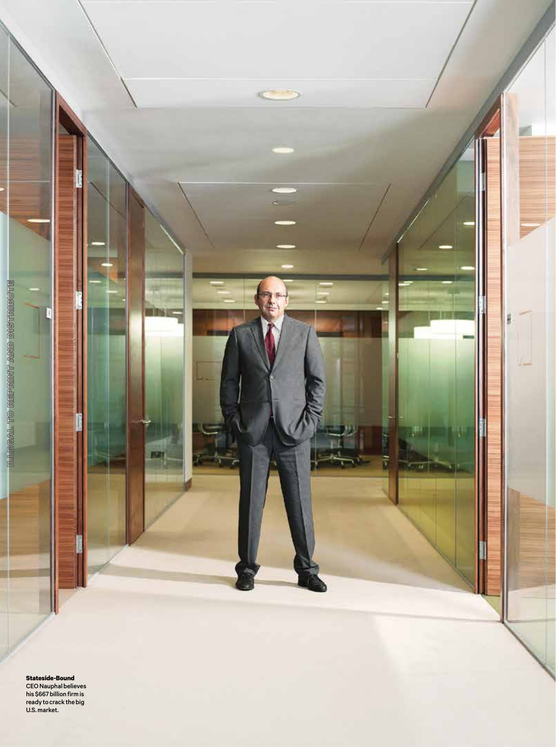**Stateside-Bound**
CEO Nauphal believes his $667 billion firm is ready to crack the big U.S. market.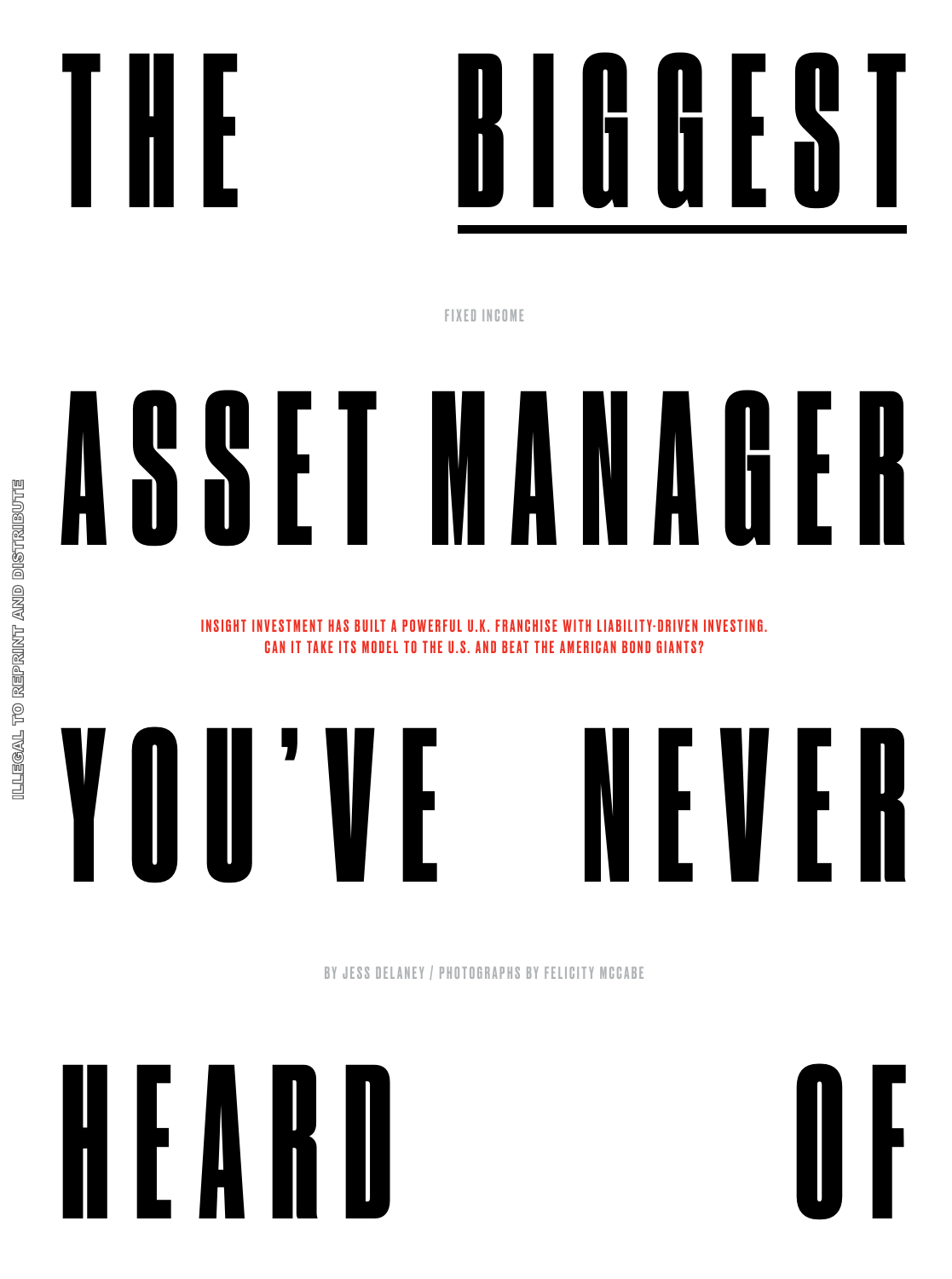# THE BIGGEST ASSET MANAGER YOU'VE NEVER HEARD OF

FIXED INCOME

**INSIGHT INVESTMENT HAS BUILT A POWERFUL U.K. FRANCHISE WITH LIABILITY-DRIVEN INVESTING. CAN IT TAKE ITS MODEL TO THE U.S. AND BEAT THE AMERICAN BOND GIANTS?**

BY JESS DELANEY / PHOTOGRAPHS BY FELICITY MCCABE

ILLEGAL TO REPRINT AND DISTRIBUTE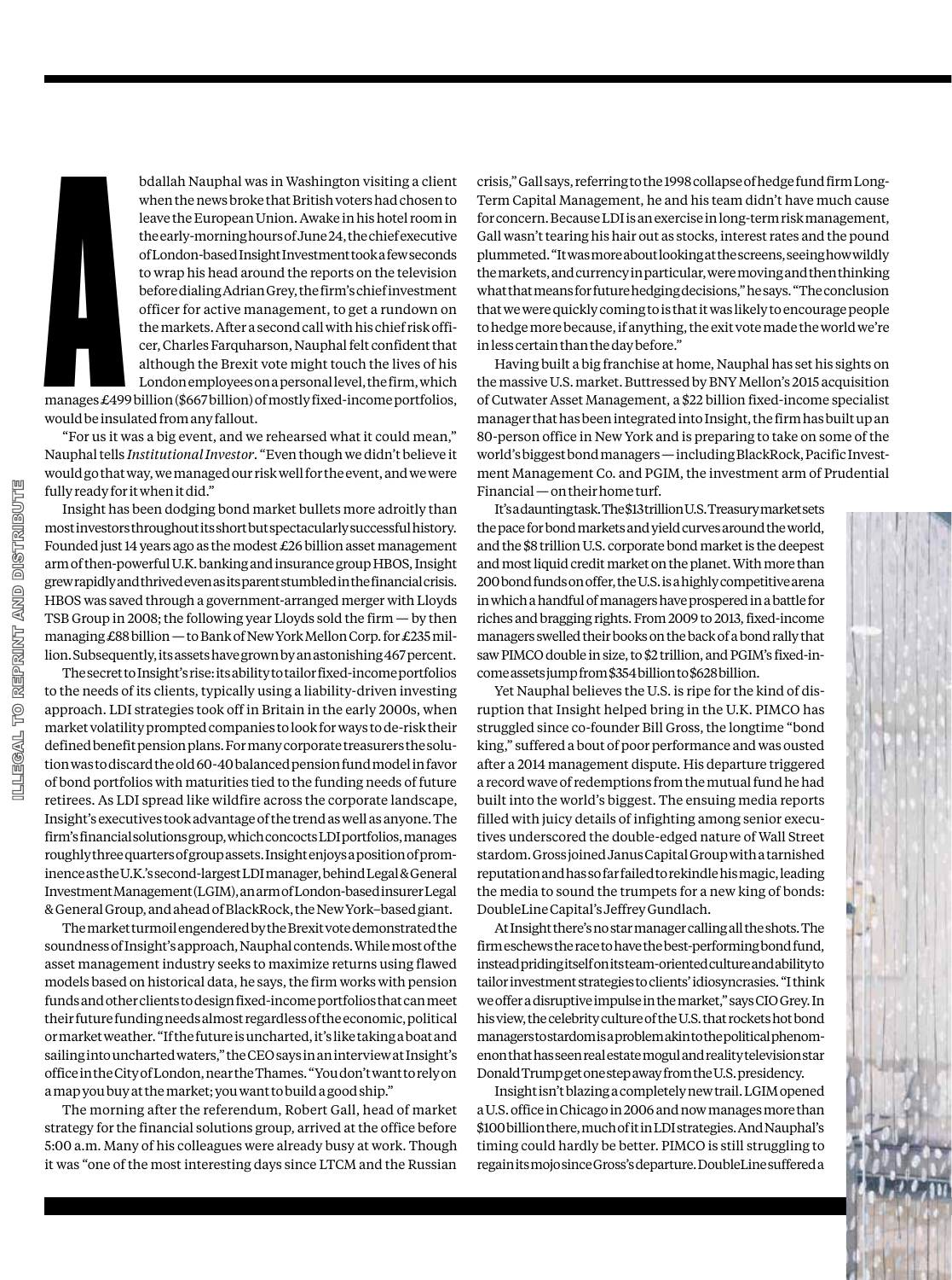Abdallah Nauphal was in Washington visiting a client when the news broke that British voters had chosen to leave the European Union. Awake in his hotel room in the early-morning hours of June 24, the chief executive of London-based Insight Investment took a few seconds to wrap his head around the reports on the television before dialing Adrian Grey, the firm's chief investment officer for active management, to get a rundown on the markets. After a second call with his chief risk officer, Charles Farquharson, Nauphal felt confident that although the Brexit vote might touch the lives of his London employees on a personal level, the firm, which manages £499 billion ($667 billion) of mostly fixed-income portfolios, would be insulated from any fallout.

"For us it was a big event, and we rehearsed what it could mean," Nauphal tells *Institutional Investor*. "Even though we didn't believe it would go that way, we managed our risk well for the event, and we were fully ready for it when it did."

Insight has been dodging bond market bullets more adroitly than most investors throughout its short but spectacularly successful history. Founded just 14 years ago as the modest £26 billion asset management arm of then-powerful U.K. banking and insurance group HBOS, Insight grew rapidly and thrived even as its parent stumbled in the financial crisis. HBOS was saved through a government-arranged merger with Lloyds TSB Group in 2008; the following year Lloyds sold the firm — by then managing £88 billion — to Bank of New York Mellon Corp. for £235 million. Subsequently, its assets have grown by an astonishing 467 percent.

The secret to Insight's rise: its ability to tailor fixed-income portfolios to the needs of its clients, typically using a liability-driven investing approach. LDI strategies took off in Britain in the early 2000s, when market volatility prompted companies to look for ways to de-risk their defined benefit pension plans. For many corporate treasurers the solution was to discard the old 60-40 balanced pension fund model in favor of bond portfolios with maturities tied to the funding needs of future retirees. As LDI spread like wildfire across the corporate landscape, Insight's executives took advantage of the trend as well as anyone. The firm's financial solutions group, which concocts LDI portfolios, manages roughly three quarters of group assets. Insight enjoys a position of prominence as the U.K.'s second-largest LDI manager, behind Legal & General Investment Management (LGIM), an arm of London-based insurer Legal & General Group, and ahead of BlackRock, the New York–based giant.

The market turmoil engendered by the Brexit vote demonstrated the soundness of Insight's approach, Nauphal contends. While most of the asset management industry seeks to maximize returns using flawed models based on historical data, he says, the firm works with pension funds and other clients to design fixed-income portfolios that can meet their future funding needs almost regardless of the economic, political or market weather. "If the future is uncharted, it's like taking a boat and sailing into uncharted waters," the CEO says in an interview at Insight's office in the City of London, near the Thames. "You don't want to rely on a map you buy at the market; you want to build a good ship."

The morning after the referendum, Robert Gall, head of market strategy for the financial solutions group, arrived at the office before 5:00 a.m. Many of his colleagues were already busy at work. Though it was "one of the most interesting days since LTCM and the Russian crisis," Gall says, referring to the 1998 collapse of hedge fund firm Long-Term Capital Management, he and his team didn't have much cause for concern. Because LDI is an exercise in long-term risk management, Gall wasn't tearing his hair out as stocks, interest rates and the pound plummeted. "It was more about looking at the screens, seeing how wildly the markets, and currency in particular, were moving and then thinking what that means for future hedging decisions," he says. "The conclusion that we were quickly coming to is that it was likely to encourage people to hedge more because, if anything, the exit vote made the world we're in less certain than the day before."

Having built a big franchise at home, Nauphal has set his sights on the massive U.S. market. Buttressed by BNY Mellon's 2015 acquisition of Cutwater Asset Management, a $22 billion fixed-income specialist manager that has been integrated into Insight, the firm has built up an 80-person office in New York and is preparing to take on some of the world's biggest bond managers — including BlackRock, Pacific Investment Management Co. and PGIM, the investment arm of Prudential Financial — on their home turf.

It's a daunting task. The $13 trillion U.S. Treasury market sets the pace for bond markets and yield curves around the world, and the $8 trillion U.S. corporate bond market is the deepest and most liquid credit market on the planet. With more than 200 bond funds on offer, the U.S. is a highly competitive arena in which a handful of managers have prospered in a battle for riches and bragging rights. From 2009 to 2013, fixed-income managers swelled their books on the back of a bond rally that saw PIMCO double in size, to $2 trillion, and PGIM's fixed-income assets jump from $354 billion to $628 billion.

Yet Nauphal believes the U.S. is ripe for the kind of disruption that Insight helped bring in the U.K. PIMCO has struggled since co-founder Bill Gross, the longtime "bond king," suffered a bout of poor performance and was ousted after a 2014 management dispute. His departure triggered a record wave of redemptions from the mutual fund he had built into the world's biggest. The ensuing media reports filled with juicy details of infighting among senior executives underscored the double-edged nature of Wall Street stardom. Gross joined Janus Capital Group with a tarnished reputation and has so far failed to rekindle his magic, leading the media to sound the trumpets for a new king of bonds: DoubleLine Capital's Jeffrey Gundlach.

At Insight there's no star manager calling all the shots. The firm eschews the race to have the best-performing bond fund, instead priding itself on its team-oriented culture and ability to tailor investment strategies to clients' idiosyncrasies. "I think we offer a disruptive impulse in the market," says CIO Grey. In his view, the celebrity culture of the U.S. that rockets hot bond managers to stardom is a problem akin to the political phenomenon that has seen real estate mogul and reality television star Donald Trump get one step away from the U.S. presidency.

Insight isn't blazing a completely new trail. LGIM opened a U.S. office in Chicago in 2006 and now manages more than $100 billion there, much of it in LDI strategies. And Nauphal's timing could hardly be better. PIMCO is still struggling to regain its mojo since Gross's departure. DoubleLine suffered a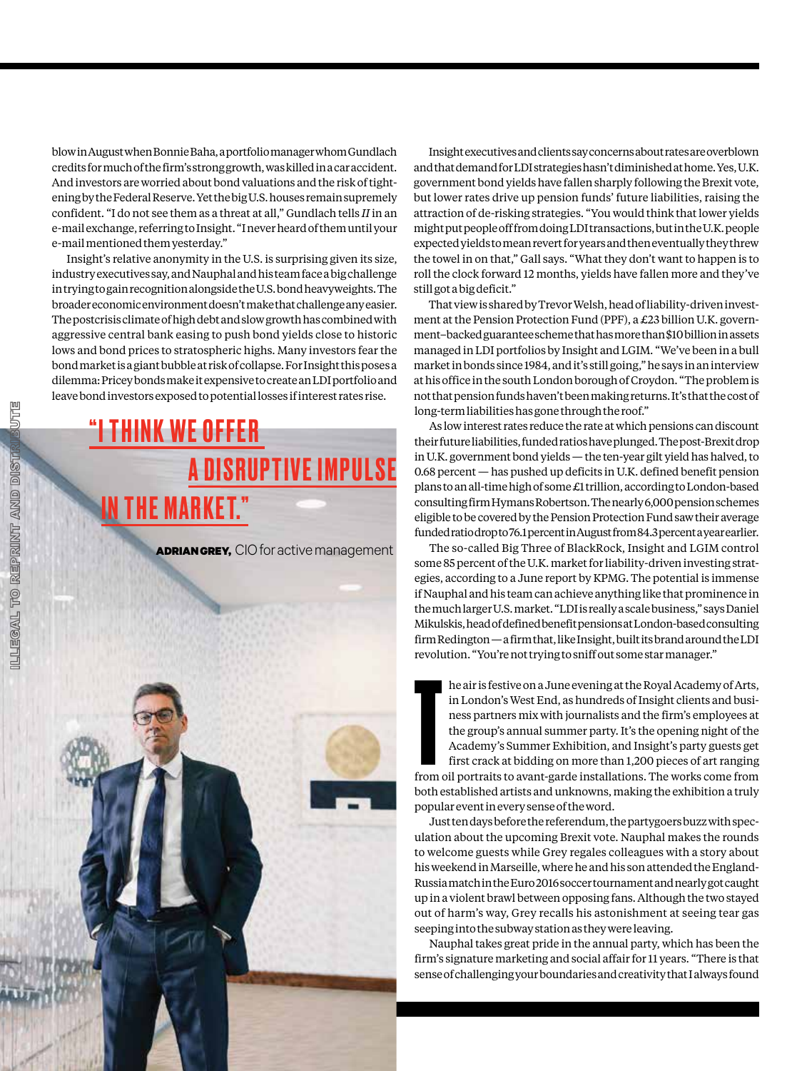blow in August when Bonnie Baha, a portfolio manager whom Gundlach credits for much of the firm's strong growth, was killed in a car accident. And investors are worried about bond valuations and the risk of tightening by the Federal Reserve. Yet the big U.S. houses remain supremely confident. "I do not see them as a threat at all," Gundlach tells *II* in an e-mail exchange, referring to Insight. "I never heard of them until your e-mail mentioned them yesterday."

Insight's relative anonymity in the U.S. is surprising given its size, industry executives say, and Nauphal and his team face a big challenge in trying to gain recognition alongside the U.S. bond heavyweights. The broader economic environment doesn't make that challenge any easier. The postcrisis climate of high debt and slow growth has combined with aggressive central bank easing to push bond yields close to historic lows and bond prices to stratospheric highs. Many investors fear the bond market is a giant bubble at risk of collapse. For Insight this poses a dilemma: Pricey bonds make it expensive to create an LDI portfolio and leave bond investors exposed to potential losses if interest rates rise.

> **"I THINK WE OFFER A DISRUPTIVE IMPULSE IN THE MARKET."**
>
> **ADRIAN GREY,** CIO for active management

Insight executives and clients say concerns about rates are overblown and that demand for LDI strategies hasn't diminished at home. Yes, U.K. government bond yields have fallen sharply following the Brexit vote, but lower rates drive up pension funds' future liabilities, raising the attraction of de-risking strategies. "You would think that lower yields might put people off from doing LDI transactions, but in the U.K. people expected yields to mean revert for years and then eventually they threw the towel in on that," Gall says. "What they don't want to happen is to roll the clock forward 12 months, yields have fallen more and they've still got a big deficit."

That view is shared by Trevor Welsh, head of liability-driven investment at the Pension Protection Fund (PPF), a £23 billion U.K. government–backed guarantee scheme that has more than $10 billion in assets managed in LDI portfolios by Insight and LGIM. "We've been in a bull market in bonds since 1984, and it's still going," he says in an interview at his office in the south London borough of Croydon. "The problem is not that pension funds haven't been making returns. It's that the cost of long-term liabilities has gone through the roof."

As low interest rates reduce the rate at which pensions can discount their future liabilities, funded ratios have plunged. The post-Brexit drop in U.K. government bond yields — the ten-year gilt yield has halved, to 0.68 percent — has pushed up deficits in U.K. defined benefit pension plans to an all-time high of some £1 trillion, according to London-based consulting firm Hymans Robertson. The nearly 6,000 pension schemes eligible to be covered by the Pension Protection Fund saw their average funded ratio drop to 76.1 percent in August from 84.3 percent a year earlier.

The so-called Big Three of BlackRock, Insight and LGIM control some 85 percent of the U.K. market for liability-driven investing strategies, according to a June report by KPMG. The potential is immense if Nauphal and his team can achieve anything like that prominence in the much larger U.S. market. "LDI is really a scale business," says Daniel Mikulskis, head of defined benefit pensions at London-based consulting firm Redington — a firm that, like Insight, built its brand around the LDI revolution. "You're not trying to sniff out some star manager."

The air is festive on a June evening at the Royal Academy of Arts, in London's West End, as hundreds of Insight clients and business partners mix with journalists and the firm's employees at the group's annual summer party. It's the opening night of the Academy's Summer Exhibition, and Insight's party guests get first crack at bidding on more than 1,200 pieces of art ranging from oil portraits to avant-garde installations. The works come from both established artists and unknowns, making the exhibition a truly popular event in every sense of the word.

Just ten days before the referendum, the partygoers buzz with speculation about the upcoming Brexit vote. Nauphal makes the rounds to welcome guests while Grey regales colleagues with a story about his weekend in Marseille, where he and his son attended the England-Russia match in the Euro 2016 soccer tournament and nearly got caught up in a violent brawl between opposing fans. Although the two stayed out of harm's way, Grey recalls his astonishment at seeing tear gas seeping into the subway station as they were leaving.

Nauphal takes great pride in the annual party, which has been the firm's signature marketing and social affair for 11 years. "There is that sense of challenging your boundaries and creativity that I always found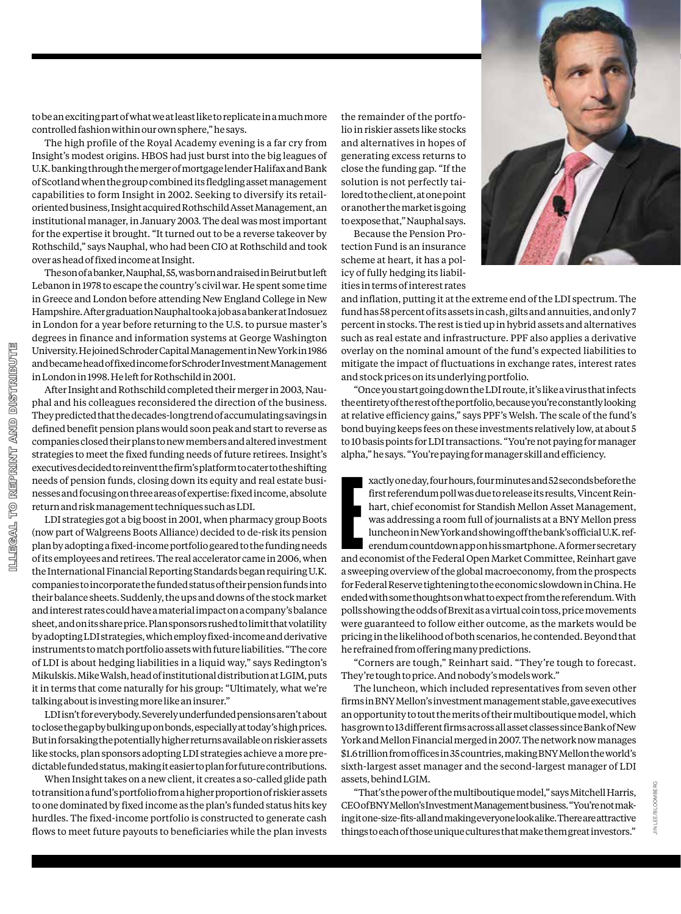to be an exciting part of what we at least like to replicate in a much more controlled fashion within our own sphere," he says.

The high profile of the Royal Academy evening is a far cry from Insight's modest origins. HBOS had just burst into the big leagues of U.K. banking through the merger of mortgage lender Halifax and Bank of Scotland when the group combined its fledgling asset management capabilities to form Insight in 2002. Seeking to diversify its retail-oriented business, Insight acquired Rothschild Asset Management, an institutional manager, in January 2003. The deal was most important for the expertise it brought. "It turned out to be a reverse takeover by Rothschild," says Nauphal, who had been CIO at Rothschild and took over as head of fixed income at Insight.

The son of a banker, Nauphal, 55, was born and raised in Beirut but left Lebanon in 1978 to escape the country's civil war. He spent some time in Greece and London before attending New England College in New Hampshire. After graduation Nauphal took a job as a banker at Indosuez in London for a year before returning to the U.S. to pursue master's degrees in finance and information systems at George Washington University. He joined Schroder Capital Management in New York in 1986 and became head of fixed income for Schroder Investment Management in London in 1998. He left for Rothschild in 2001.

After Insight and Rothschild completed their merger in 2003, Nauphal and his colleagues reconsidered the direction of the business. They predicted that the decades-long trend of accumulating savings in defined benefit pension plans would soon peak and start to reverse as companies closed their plans to new members and altered investment strategies to meet the fixed funding needs of future retirees. Insight's executives decided to reinvent the firm's platform to cater to the shifting needs of pension funds, closing down its equity and real estate businesses and focusing on three areas of expertise: fixed income, absolute return and risk management techniques such as LDI.

LDI strategies got a big boost in 2001, when pharmacy group Boots (now part of Walgreens Boots Alliance) decided to de-risk its pension plan by adopting a fixed-income portfolio geared to the funding needs of its employees and retirees. The real accelerator came in 2006, when the International Financial Reporting Standards began requiring U.K. companies to incorporate the funded status of their pension funds into their balance sheets. Suddenly, the ups and downs of the stock market and interest rates could have a material impact on a company's balance sheet, and on its share price. Plan sponsors rushed to limit that volatility by adopting LDI strategies, which employ fixed-income and derivative instruments to match portfolio assets with future liabilities. "The core of LDI is about hedging liabilities in a liquid way," says Redington's Mikulskis. Mike Walsh, head of institutional distribution at LGIM, puts it in terms that come naturally for his group: "Ultimately, what we're talking about is investing more like an insurer."

LDI isn't for everybody. Severely underfunded pensions aren't about to close the gap by bulking up on bonds, especially at today's high prices. But in forsaking the potentially higher returns available on riskier assets like stocks, plan sponsors adopting LDI strategies achieve a more predictable funded status, making it easier to plan for future contributions.

When Insight takes on a new client, it creates a so-called glide path to transition a fund's portfolio from a higher proportion of riskier assets to one dominated by fixed income as the plan's funded status hits key hurdles. The fixed-income portfolio is constructed to generate cash flows to meet future payouts to beneficiaries while the plan invests the remainder of the portfolio in riskier assets like stocks and alternatives in hopes of generating excess returns to close the funding gap. "If the solution is not perfectly tailored to the client, at one point or another the market is going to expose that," Nauphal says.

Because the Pension Protection Fund is an insurance scheme at heart, it has a policy of fully hedging its liabilities in terms of interest rates and inflation, putting it at the extreme end of the LDI spectrum. The fund has 58 percent of its assets in cash, gilts and annuities, and only 7 percent in stocks. The rest is tied up in hybrid assets and alternatives such as real estate and infrastructure. PPF also applies a derivative overlay on the nominal amount of the fund's expected liabilities to mitigate the impact of fluctuations in exchange rates, interest rates and stock prices on its underlying portfolio.

"Once you start going down the LDI route, it's like a virus that infects the entirety of the rest of the portfolio, because you're constantly looking at relative efficiency gains," says PPF's Welsh. The scale of the fund's bond buying keeps fees on these investments relatively low, at about 5 to 10 basis points for LDI transactions. "You're not paying for manager alpha," he says. "You're paying for manager skill and efficiency."

Exactly one day, four hours, four minutes and 52 seconds before the first referendum poll was due to release its results, Vincent Reinhart, chief economist for Standish Mellon Asset Management, was addressing a room full of journalists at a BNY Mellon press luncheon in New York and showing off the bank's official U.K. referendum countdown app on his smartphone. A former secretary and economist of the Federal Open Market Committee, Reinhart gave a sweeping overview of the global macroeconomy, from the prospects for Federal Reserve tightening to the economic slowdown in China. He ended with some thoughts on what to expect from the referendum. With polls showing the odds of Brexit as a virtual coin toss, price movements were guaranteed to follow either outcome, as the markets would be pricing in the likelihood of both scenarios, he contended. Beyond that he refrained from offering many predictions.

"Corners are tough," Reinhart said. "They're tough to forecast. They're tough to price. And nobody's models work."

The luncheon, which included representatives from seven other firms in BNY Mellon's investment management stable, gave executives an opportunity to tout the merits of their multiboutique model, which has grown to 13 different firms across all asset classes since Bank of New York and Mellon Financial merged in 2007. The network now manages $1.6 trillion from offices in 35 countries, making BNY Mellon the world's sixth-largest asset manager and the second-largest manager of LDI assets, behind LGIM.

"That's the power of the multiboutique model," says Mitchell Harris, CEO of BNY Mellon's Investment Management business. "You're not making it one-size-fits-all and making everyone look alike. There are attractive things to each of those unique cultures that make them great investors."

JIN LEE/BLOOMBERG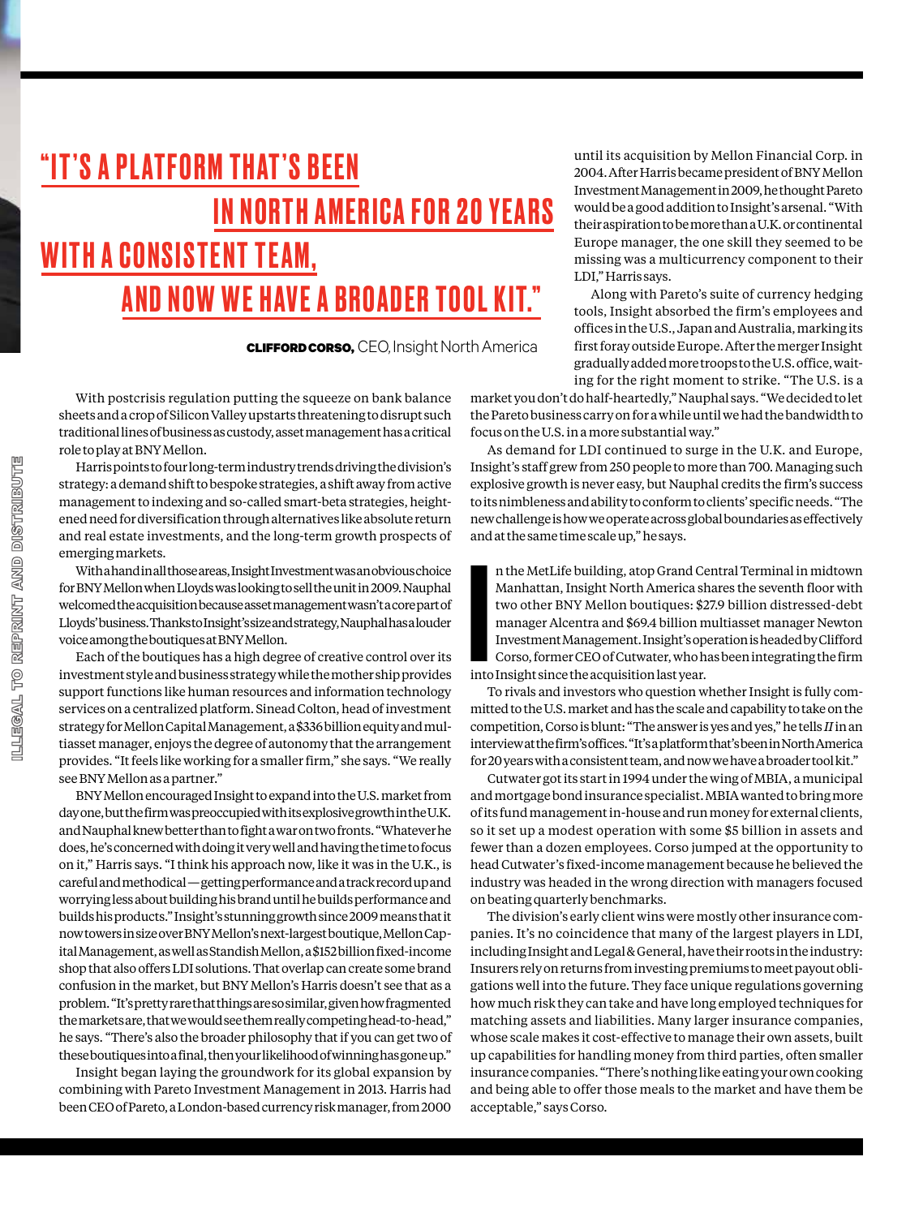## "IT'S A PLATFORM THAT'S BEEN IN NORTH AMERICA FOR 20 YEARS WITH A CONSISTENT TEAM, AND NOW WE HAVE A BROADER TOOL KIT."

**CLIFFORD CORSO,** CEO, Insight North America

With postcrisis regulation putting the squeeze on bank balance sheets and a crop of Silicon Valley upstarts threatening to disrupt such traditional lines of business as custody, asset management has a critical role to play at BNY Mellon.

Harris points to four long-term industry trends driving the division's strategy: a demand shift to bespoke strategies, a shift away from active management to indexing and so-called smart-beta strategies, heightened need for diversification through alternatives like absolute return and real estate investments, and the long-term growth prospects of emerging markets.

With a hand in all those areas, Insight Investment was an obvious choice for BNY Mellon when Lloyds was looking to sell the unit in 2009. Nauphal welcomed the acquisition because asset management wasn't a core part of Lloyds' business. Thanks to Insight's size and strategy, Nauphal has a louder voice among the boutiques at BNY Mellon.

Each of the boutiques has a high degree of creative control over its investment style and business strategy while the mother ship provides support functions like human resources and information technology services on a centralized platform. Sinead Colton, head of investment strategy for Mellon Capital Management, a $336 billion equity and multiasset manager, enjoys the degree of autonomy that the arrangement provides. "It feels like working for a smaller firm," she says. "We really see BNY Mellon as a partner."

BNY Mellon encouraged Insight to expand into the U.S. market from day one, but the firm was preoccupied with its explosive growth in the U.K. and Nauphal knew better than to fight a war on two fronts. "Whatever he does, he's concerned with doing it very well and having the time to focus on it," Harris says. "I think his approach now, like it was in the U.K., is careful and methodical — getting performance and a track record up and worrying less about building his brand until he builds performance and builds his products." Insight's stunning growth since 2009 means that it now towers in size over BNY Mellon's next-largest boutique, Mellon Capital Management, as well as Standish Mellon, a $152 billion fixed-income shop that also offers LDI solutions. That overlap can create some brand confusion in the market, but BNY Mellon's Harris doesn't see that as a problem. "It's pretty rare that things are so similar, given how fragmented the markets are, that we would see them really competing head-to-head," he says. "There's also the broader philosophy that if you can get two of these boutiques into a final, then your likelihood of winning has gone up."

Insight began laying the groundwork for its global expansion by combining with Pareto Investment Management in 2013. Harris had been CEO of Pareto, a London-based currency risk manager, from 2000 until its acquisition by Mellon Financial Corp. in 2004. After Harris became president of BNY Mellon Investment Management in 2009, he thought Pareto would be a good addition to Insight's arsenal. "With their aspiration to be more than a U.K. or continental Europe manager, the one skill they seemed to be missing was a multicurrency component to their LDI," Harris says.

Along with Pareto's suite of currency hedging tools, Insight absorbed the firm's employees and offices in the U.S., Japan and Australia, marking its first foray outside Europe. After the merger Insight gradually added more troops to the U.S. office, waiting for the right moment to strike. "The U.S. is a market you don't do half-heartedly," Nauphal says. "We decided to let the Pareto business carry on for a while until we had the bandwidth to focus on the U.S. in a more substantial way."

As demand for LDI continued to surge in the U.K. and Europe, Insight's staff grew from 250 people to more than 700. Managing such explosive growth is never easy, but Nauphal credits the firm's success to its nimbleness and ability to conform to clients' specific needs. "The new challenge is how we operate across global boundaries as effectively and at the same time scale up," he says.

In the MetLife building, atop Grand Central Terminal in midtown Manhattan, Insight North America shares the seventh floor with two other BNY Mellon boutiques: $27.9 billion distressed-debt manager Alcentra and $69.4 billion multiasset manager Newton Investment Management. Insight's operation is headed by Clifford Corso, former CEO of Cutwater, who has been integrating the firm into Insight since the acquisition last year.

To rivals and investors who question whether Insight is fully committed to the U.S. market and has the scale and capability to take on the competition, Corso is blunt: "The answer is yes and yes," he tells *II* in an interview at the firm's offices. "It's a platform that's been in North America for 20 years with a consistent team, and now we have a broader tool kit."

Cutwater got its start in 1994 under the wing of MBIA, a municipal and mortgage bond insurance specialist. MBIA wanted to bring more of its fund management in-house and run money for external clients, so it set up a modest operation with some $5 billion in assets and fewer than a dozen employees. Corso jumped at the opportunity to head Cutwater's fixed-income management because he believed the industry was headed in the wrong direction with managers focused on beating quarterly benchmarks.

The division's early client wins were mostly other insurance companies. It's no coincidence that many of the largest players in LDI, including Insight and Legal & General, have their roots in the industry: Insurers rely on returns from investing premiums to meet payout obligations well into the future. They face unique regulations governing how much risk they can take and have long employed techniques for matching assets and liabilities. Many larger insurance companies, whose scale makes it cost-effective to manage their own assets, built up capabilities for handling money from third parties, often smaller insurance companies. "There's nothing like eating your own cooking and being able to offer those meals to the market and have them be acceptable," says Corso.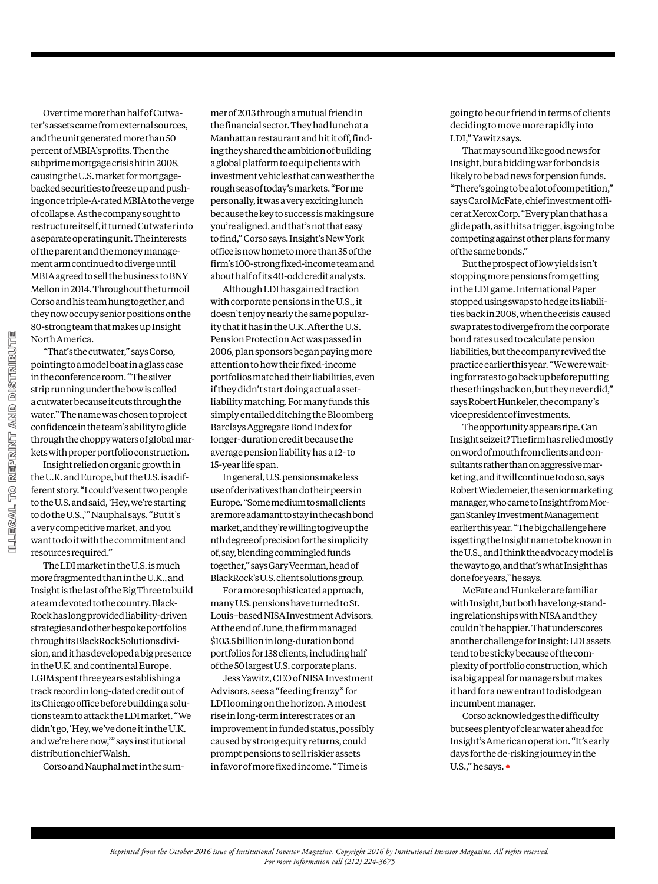Over time more than half of Cutwater's assets came from external sources, and the unit generated more than 50 percent of MBIA's profits. Then the subprime mortgage crisis hit in 2008, causing the U.S. market for mortgage-backed securities to freeze up and pushing once triple-A-rated MBIA to the verge of collapse. As the company sought to restructure itself, it turned Cutwater into a separate operating unit. The interests of the parent and the money management arm continued to diverge until MBIA agreed to sell the business to BNY Mellon in 2014. Throughout the turmoil Corso and his team hung together, and they now occupy senior positions on the 80-strong team that makes up Insight North America.

"That's the cutwater," says Corso, pointing to a model boat in a glass case in the conference room. "The silver strip running under the bow is called a cutwater because it cuts through the water." The name was chosen to project confidence in the team's ability to glide through the choppy waters of global markets with proper portfolio construction.

Insight relied on organic growth in the U.K. and Europe, but the U.S. is a different story. "I could've sent two people to the U.S. and said, 'Hey, we're starting to do the U.S.,'" Nauphal says. "But it's a very competitive market, and you want to do it with the commitment and resources required."

The LDI market in the U.S. is much more fragmented than in the U.K., and Insight is the last of the Big Three to build a team devoted to the country. BlackRock has long provided liability-driven strategies and other bespoke portfolios through its BlackRock Solutions division, and it has developed a big presence in the U.K. and continental Europe. LGIM spent three years establishing a track record in long-dated credit out of its Chicago office before building a solutions team to attack the LDI market. "We didn't go, 'Hey, we've done it in the U.K. and we're here now,'" says institutional distribution chief Walsh.

Corso and Nauphal met in the summer of 2013 through a mutual friend in the financial sector. They had lunch at a Manhattan restaurant and hit it off, finding they shared the ambition of building a global platform to equip clients with investment vehicles that can weather the rough seas of today's markets. "For me personally, it was a very exciting lunch because the key to success is making sure you're aligned, and that's not that easy to find," Corso says. Insight's New York office is now home to more than 35 of the firm's 100-strong fixed-income team and about half of its 40-odd credit analysts.

Although LDI has gained traction with corporate pensions in the U.S., it doesn't enjoy nearly the same popularity that it has in the U.K. After the U.S. Pension Protection Act was passed in 2006, plan sponsors began paying more attention to how their fixed-income portfolios matched their liabilities, even if they didn't start doing actual asset-liability matching. For many funds this simply entailed ditching the Bloomberg Barclays Aggregate Bond Index for longer-duration credit because the average pension liability has a 12- to 15-year life span.

In general, U.S. pensions make less use of derivatives than do their peers in Europe. "Some medium to small clients are more adamant to stay in the cash bond market, and they're willing to give up the nth degree of precision for the simplicity of, say, blending commingled funds together," says Gary Veerman, head of BlackRock's U.S. client solutions group.

For a more sophisticated approach, many U.S. pensions have turned to St. Louis–based NISA Investment Advisors. At the end of June, the firm managed $103.5 billion in long-duration bond portfolios for 138 clients, including half of the 50 largest U.S. corporate plans.

Jess Yawitz, CEO of NISA Investment Advisors, sees a "feeding frenzy" for LDI looming on the horizon. A modest rise in long-term interest rates or an improvement in funded status, possibly caused by strong equity returns, could prompt pensions to sell riskier assets in favor of more fixed income. "Time is going to be our friend in terms of clients deciding to move more rapidly into LDI," Yawitz says.

That may sound like good news for Insight, but a bidding war for bonds is likely to be bad news for pension funds. "There's going to be a lot of competition," says Carol McFate, chief investment officer at Xerox Corp. "Every plan that has a glide path, as it hits a trigger, is going to be competing against other plans for many of the same bonds."

But the prospect of low yields isn't stopping more pensions from getting in the LDI game. International Paper stopped using swaps to hedge its liabilities back in 2008, when the crisis caused swap rates to diverge from the corporate bond rates used to calculate pension liabilities, but the company revived the practice earlier this year. "We were waiting for rates to go back up before putting these things back on, but they never did," says Robert Hunkeler, the company's vice president of investments.

The opportunity appears ripe. Can Insight seize it? The firm has relied mostly on word of mouth from clients and consultants rather than on aggressive marketing, and it will continue to do so, says Robert Wiedemeier, the senior marketing manager, who came to Insight from Morgan Stanley Investment Management earlier this year. "The big challenge here is getting the Insight name to be known in the U.S., and I think the advocacy model is the way to go, and that's what Insight has done for years," he says.

McFate and Hunkeler are familiar with Insight, but both have long-standing relationships with NISA and they couldn't be happier. That underscores another challenge for Insight: LDI assets tend to be sticky because of the complexity of portfolio construction, which is a big appeal for managers but makes it hard for a new entrant to dislodge an incumbent manager.

Corso acknowledges the difficulty but sees plenty of clear water ahead for Insight's American operation. "It's early days for the de-risking journey in the U.S.," he says. •

*Reprinted from the October 2016 issue of Institutional Investor Magazine. Copyright 2016 by Institutional Investor Magazine. All rights reserved. For more information call (212) 224-3675*